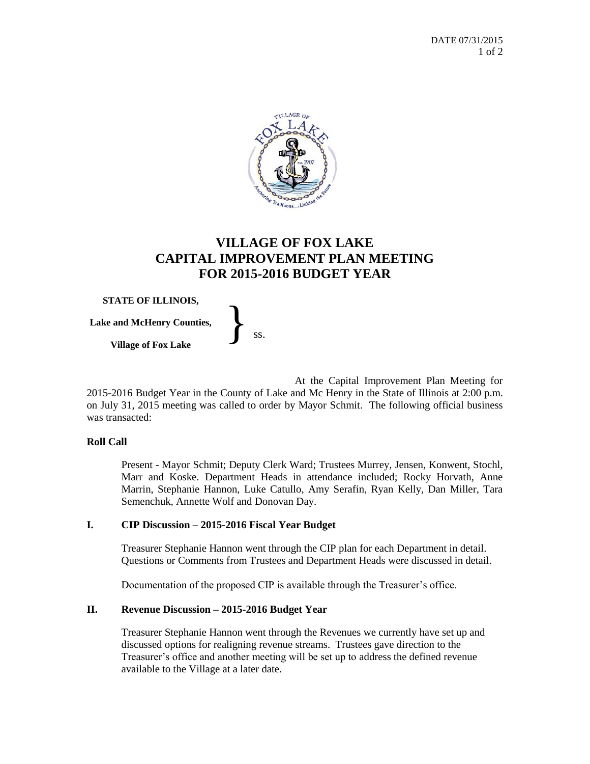DATE 07/31/2015

# VILLAGE OF FOX LAKE
# CAPITAL IMPROVEMENT PLAN MEETING
# FOR 2015-2016 BUDGET YEAR

**STATE OF ILLINOIS,**
**Lake and McHenry Counties,** } ss.
**Village of Fox Lake**

At the Capital Improvement Plan Meeting for 2015-2016 Budget Year in the County of Lake and Mc Henry in the State of Illinois at 2:00 p.m. on July 31, 2015 meeting was called to order by Mayor Schmit. The following official business was transacted:

**Roll Call**

Present - Mayor Schmit; Deputy Clerk Ward; Trustees Murrey, Jensen, Konwent, Stochl, Marr and Koske. Department Heads in attendance included; Rocky Horvath, Anne Marrin, Stephanie Hannon, Luke Catullo, Amy Serafin, Ryan Kelly, Dan Miller, Tara Semenchuk, Annette Wolf and Donovan Day.

**I. CIP Discussion – 2015-2016 Fiscal Year Budget**

Treasurer Stephanie Hannon went through the CIP plan for each Department in detail. Questions or Comments from Trustees and Department Heads were discussed in detail.

Documentation of the proposed CIP is available through the Treasurer's office.

**II. Revenue Discussion – 2015-2016 Budget Year**

Treasurer Stephanie Hannon went through the Revenues we currently have set up and discussed options for realigning revenue streams. Trustees gave direction to the Treasurer's office and another meeting will be set up to address the defined revenue available to the Village at a later date.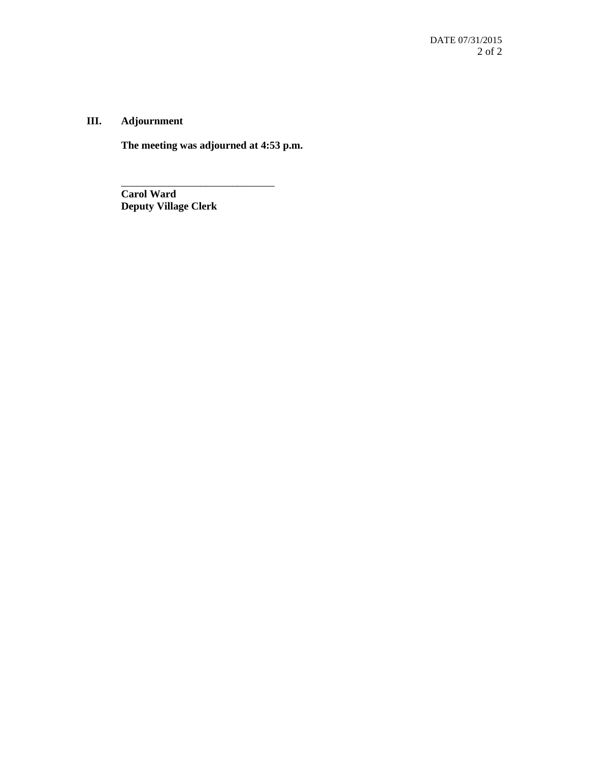## III. Adjournment

**The meeting was adjourned at 4:53 p.m.**

______________________________

**Carol Ward**
**Deputy Village Clerk**